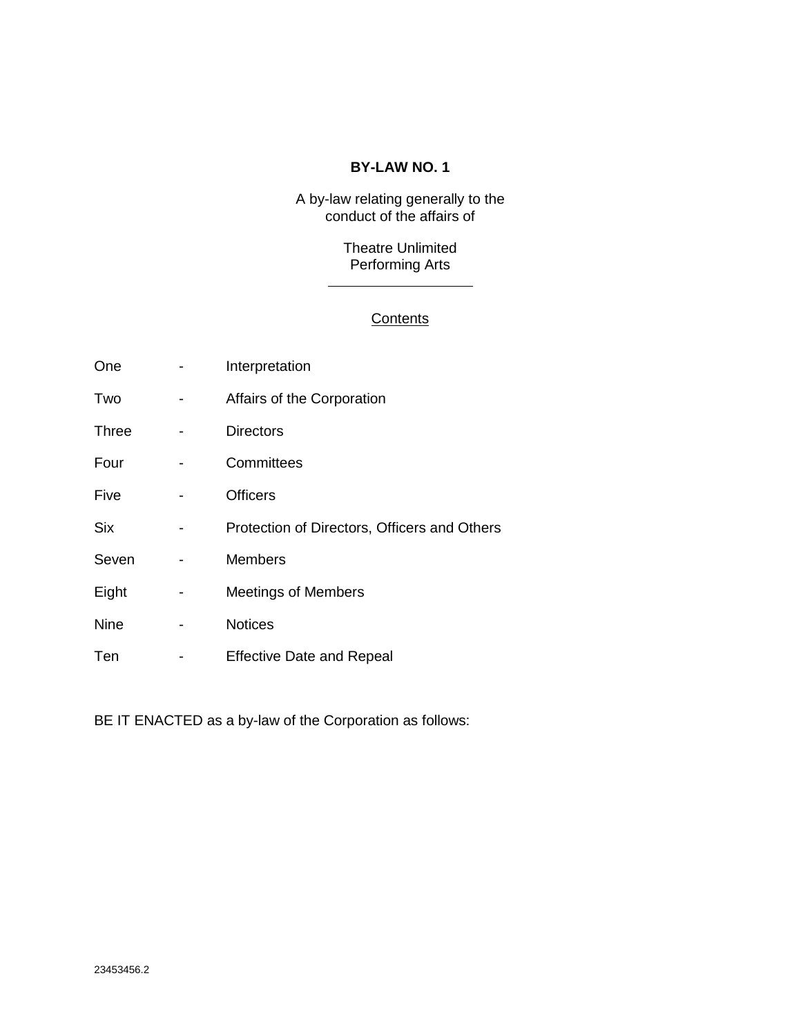# BY-LAW NO. 1

A by-law relating generally to the conduct of the affairs of

Theatre Unlimited Performing Arts

---

<u>Contents</u>

| | | |
|---|---|---|
| One | - | Interpretation |
| Two | - | Affairs of the Corporation |
| Three | - | Directors |
| Four | - | Committees |
| Five | - | Officers |
| Six | - | Protection of Directors, Officers and Others |
| Seven | - | Members |
| Eight | - | Meetings of Members |
| Nine | - | Notices |
| Ten | - | Effective Date and Repeal |

BE IT ENACTED as a by-law of the Corporation as follows:

23453456.2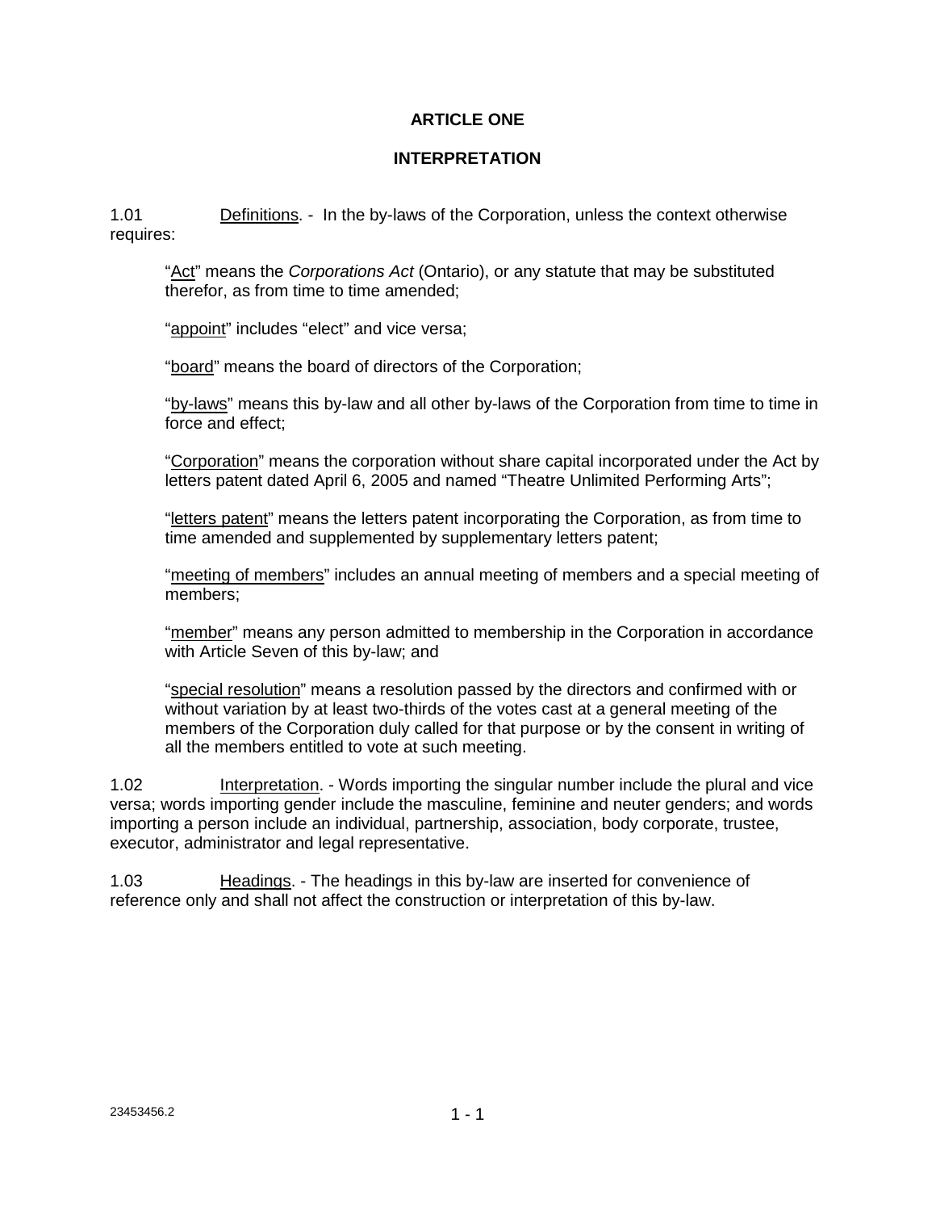# ARTICLE ONE

## INTERPRETATION

1.01 Definitions. - In the by-laws of the Corporation, unless the context otherwise requires:

> "Act" means the *Corporations Act* (Ontario), or any statute that may be substituted therefor, as from time to time amended;
>
> "appoint" includes "elect" and vice versa;
>
> "board" means the board of directors of the Corporation;
>
> "by-laws" means this by-law and all other by-laws of the Corporation from time to time in force and effect;
>
> "Corporation" means the corporation without share capital incorporated under the Act by letters patent dated April 6, 2005 and named "Theatre Unlimited Performing Arts";
>
> "letters patent" means the letters patent incorporating the Corporation, as from time to time amended and supplemented by supplementary letters patent;
>
> "meeting of members" includes an annual meeting of members and a special meeting of members;
>
> "member" means any person admitted to membership in the Corporation in accordance with Article Seven of this by-law; and
>
> "special resolution" means a resolution passed by the directors and confirmed with or without variation by at least two-thirds of the votes cast at a general meeting of the members of the Corporation duly called for that purpose or by the consent in writing of all the members entitled to vote at such meeting.

1.02 Interpretation. - Words importing the singular number include the plural and vice versa; words importing gender include the masculine, feminine and neuter genders; and words importing a person include an individual, partnership, association, body corporate, trustee, executor, administrator and legal representative.

1.03 Headings. - The headings in this by-law are inserted for convenience of reference only and shall not affect the construction or interpretation of this by-law.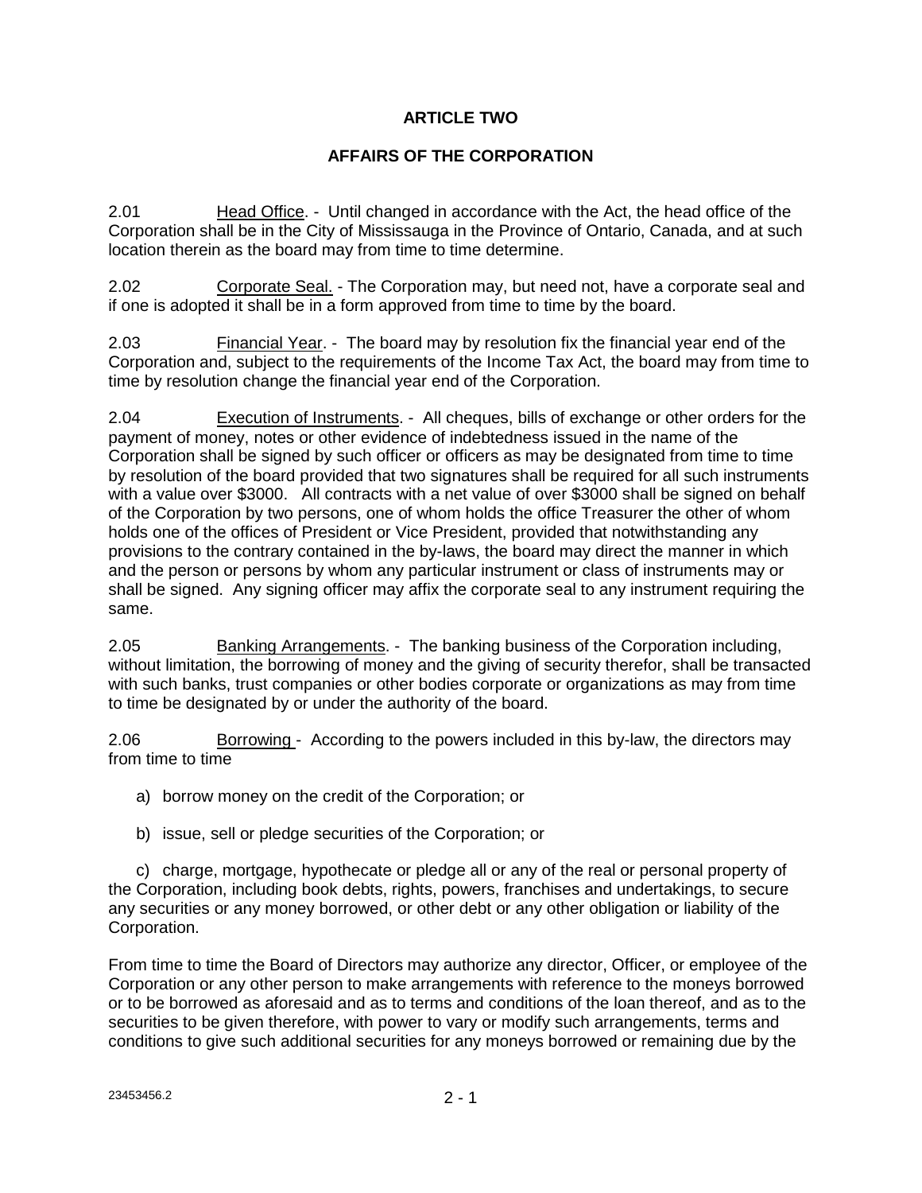## ARTICLE TWO

## AFFAIRS OF THE CORPORATION

2.01 Head Office. - Until changed in accordance with the Act, the head office of the Corporation shall be in the City of Mississauga in the Province of Ontario, Canada, and at such location therein as the board may from time to time determine.

2.02 Corporate Seal. - The Corporation may, but need not, have a corporate seal and if one is adopted it shall be in a form approved from time to time by the board.

2.03 Financial Year. - The board may by resolution fix the financial year end of the Corporation and, subject to the requirements of the Income Tax Act, the board may from time to time by resolution change the financial year end of the Corporation.

2.04 Execution of Instruments. - All cheques, bills of exchange or other orders for the payment of money, notes or other evidence of indebtedness issued in the name of the Corporation shall be signed by such officer or officers as may be designated from time to time by resolution of the board provided that two signatures shall be required for all such instruments with a value over $3000. All contracts with a net value of over $3000 shall be signed on behalf of the Corporation by two persons, one of whom holds the office Treasurer the other of whom holds one of the offices of President or Vice President, provided that notwithstanding any provisions to the contrary contained in the by-laws, the board may direct the manner in which and the person or persons by whom any particular instrument or class of instruments may or shall be signed. Any signing officer may affix the corporate seal to any instrument requiring the same.

2.05 Banking Arrangements. - The banking business of the Corporation including, without limitation, the borrowing of money and the giving of security therefor, shall be transacted with such banks, trust companies or other bodies corporate or organizations as may from time to time be designated by or under the authority of the board.

2.06 Borrowing - According to the powers included in this by-law, the directors may from time to time

a) borrow money on the credit of the Corporation; or

b) issue, sell or pledge securities of the Corporation; or

c) charge, mortgage, hypothecate or pledge all or any of the real or personal property of the Corporation, including book debts, rights, powers, franchises and undertakings, to secure any securities or any money borrowed, or other debt or any other obligation or liability of the Corporation.

From time to time the Board of Directors may authorize any director, Officer, or employee of the Corporation or any other person to make arrangements with reference to the moneys borrowed or to be borrowed as aforesaid and as to terms and conditions of the loan thereof, and as to the securities to be given therefore, with power to vary or modify such arrangements, terms and conditions to give such additional securities for any moneys borrowed or remaining due by the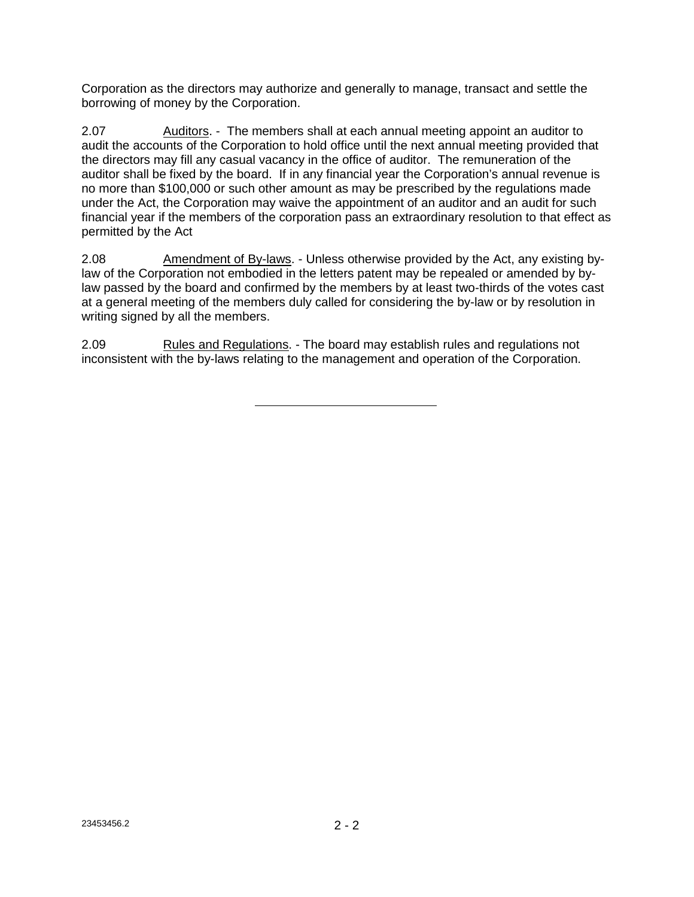Corporation as the directors may authorize and generally to manage, transact and settle the borrowing of money by the Corporation.

2.07 Auditors. - The members shall at each annual meeting appoint an auditor to audit the accounts of the Corporation to hold office until the next annual meeting provided that the directors may fill any casual vacancy in the office of auditor. The remuneration of the auditor shall be fixed by the board. If in any financial year the Corporation's annual revenue is no more than $100,000 or such other amount as may be prescribed by the regulations made under the Act, the Corporation may waive the appointment of an auditor and an audit for such financial year if the members of the corporation pass an extraordinary resolution to that effect as permitted by the Act

2.08 Amendment of By-laws. - Unless otherwise provided by the Act, any existing by-law of the Corporation not embodied in the letters patent may be repealed or amended by by-law passed by the board and confirmed by the members by at least two-thirds of the votes cast at a general meeting of the members duly called for considering the by-law or by resolution in writing signed by all the members.

2.09 Rules and Regulations. - The board may establish rules and regulations not inconsistent with the by-laws relating to the management and operation of the Corporation.

---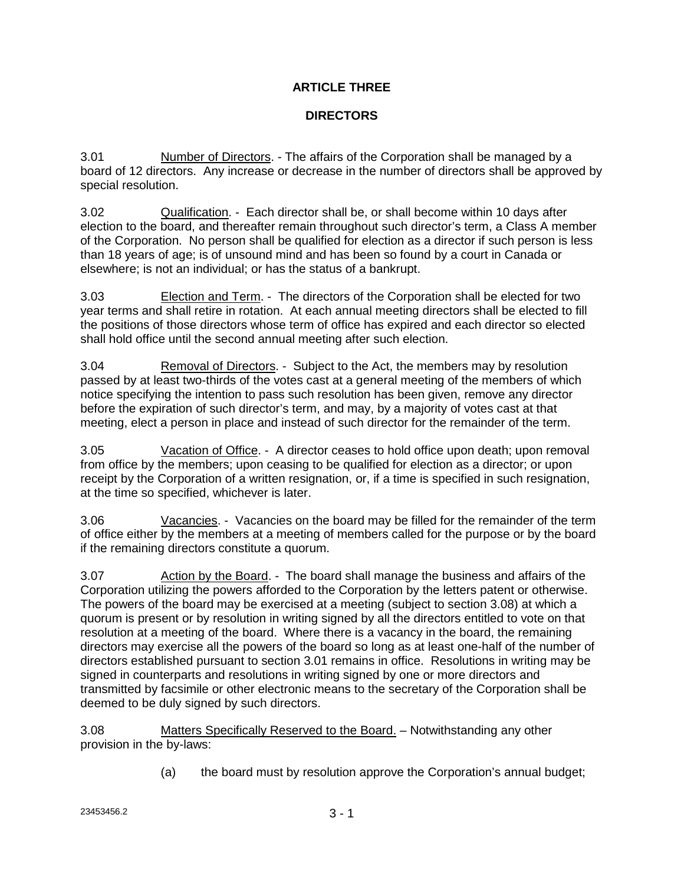## ARTICLE THREE

## DIRECTORS

3.01 Number of Directors. - The affairs of the Corporation shall be managed by a board of 12 directors. Any increase or decrease in the number of directors shall be approved by special resolution.

3.02 Qualification. - Each director shall be, or shall become within 10 days after election to the board, and thereafter remain throughout such director's term, a Class A member of the Corporation. No person shall be qualified for election as a director if such person is less than 18 years of age; is of unsound mind and has been so found by a court in Canada or elsewhere; is not an individual; or has the status of a bankrupt.

3.03 Election and Term. - The directors of the Corporation shall be elected for two year terms and shall retire in rotation. At each annual meeting directors shall be elected to fill the positions of those directors whose term of office has expired and each director so elected shall hold office until the second annual meeting after such election.

3.04 Removal of Directors. - Subject to the Act, the members may by resolution passed by at least two-thirds of the votes cast at a general meeting of the members of which notice specifying the intention to pass such resolution has been given, remove any director before the expiration of such director's term, and may, by a majority of votes cast at that meeting, elect a person in place and instead of such director for the remainder of the term.

3.05 Vacation of Office. - A director ceases to hold office upon death; upon removal from office by the members; upon ceasing to be qualified for election as a director; or upon receipt by the Corporation of a written resignation, or, if a time is specified in such resignation, at the time so specified, whichever is later.

3.06 Vacancies. - Vacancies on the board may be filled for the remainder of the term of office either by the members at a meeting of members called for the purpose or by the board if the remaining directors constitute a quorum.

3.07 Action by the Board. - The board shall manage the business and affairs of the Corporation utilizing the powers afforded to the Corporation by the letters patent or otherwise. The powers of the board may be exercised at a meeting (subject to section 3.08) at which a quorum is present or by resolution in writing signed by all the directors entitled to vote on that resolution at a meeting of the board. Where there is a vacancy in the board, the remaining directors may exercise all the powers of the board so long as at least one-half of the number of directors established pursuant to section 3.01 remains in office. Resolutions in writing may be signed in counterparts and resolutions in writing signed by one or more directors and transmitted by facsimile or other electronic means to the secretary of the Corporation shall be deemed to be duly signed by such directors.

3.08 Matters Specifically Reserved to the Board. – Notwithstanding any other provision in the by-laws:

(a) the board must by resolution approve the Corporation's annual budget;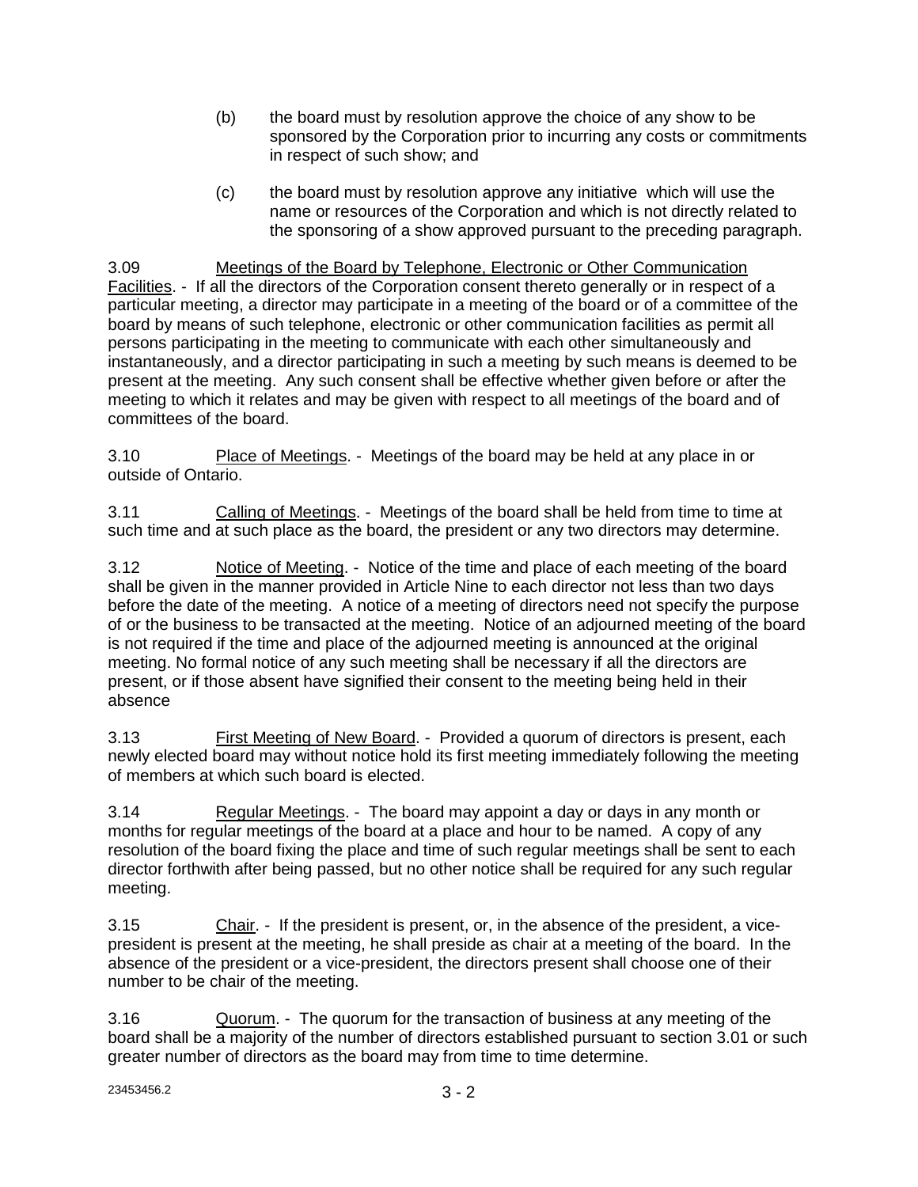(b) the board must by resolution approve the choice of any show to be sponsored by the Corporation prior to incurring any costs or commitments in respect of such show; and

(c) the board must by resolution approve any initiative which will use the name or resources of the Corporation and which is not directly related to the sponsoring of a show approved pursuant to the preceding paragraph.

3.09 Meetings of the Board by Telephone, Electronic or Other Communication Facilities. - If all the directors of the Corporation consent thereto generally or in respect of a particular meeting, a director may participate in a meeting of the board or of a committee of the board by means of such telephone, electronic or other communication facilities as permit all persons participating in the meeting to communicate with each other simultaneously and instantaneously, and a director participating in such a meeting by such means is deemed to be present at the meeting. Any such consent shall be effective whether given before or after the meeting to which it relates and may be given with respect to all meetings of the board and of committees of the board.

3.10 Place of Meetings. - Meetings of the board may be held at any place in or outside of Ontario.

3.11 Calling of Meetings. - Meetings of the board shall be held from time to time at such time and at such place as the board, the president or any two directors may determine.

3.12 Notice of Meeting. - Notice of the time and place of each meeting of the board shall be given in the manner provided in Article Nine to each director not less than two days before the date of the meeting. A notice of a meeting of directors need not specify the purpose of or the business to be transacted at the meeting. Notice of an adjourned meeting of the board is not required if the time and place of the adjourned meeting is announced at the original meeting. No formal notice of any such meeting shall be necessary if all the directors are present, or if those absent have signified their consent to the meeting being held in their absence

3.13 First Meeting of New Board. - Provided a quorum of directors is present, each newly elected board may without notice hold its first meeting immediately following the meeting of members at which such board is elected.

3.14 Regular Meetings. - The board may appoint a day or days in any month or months for regular meetings of the board at a place and hour to be named. A copy of any resolution of the board fixing the place and time of such regular meetings shall be sent to each director forthwith after being passed, but no other notice shall be required for any such regular meeting.

3.15 Chair. - If the president is present, or, in the absence of the president, a vice-president is present at the meeting, he shall preside as chair at a meeting of the board. In the absence of the president or a vice-president, the directors present shall choose one of their number to be chair of the meeting.

3.16 Quorum. - The quorum for the transaction of business at any meeting of the board shall be a majority of the number of directors established pursuant to section 3.01 or such greater number of directors as the board may from time to time determine.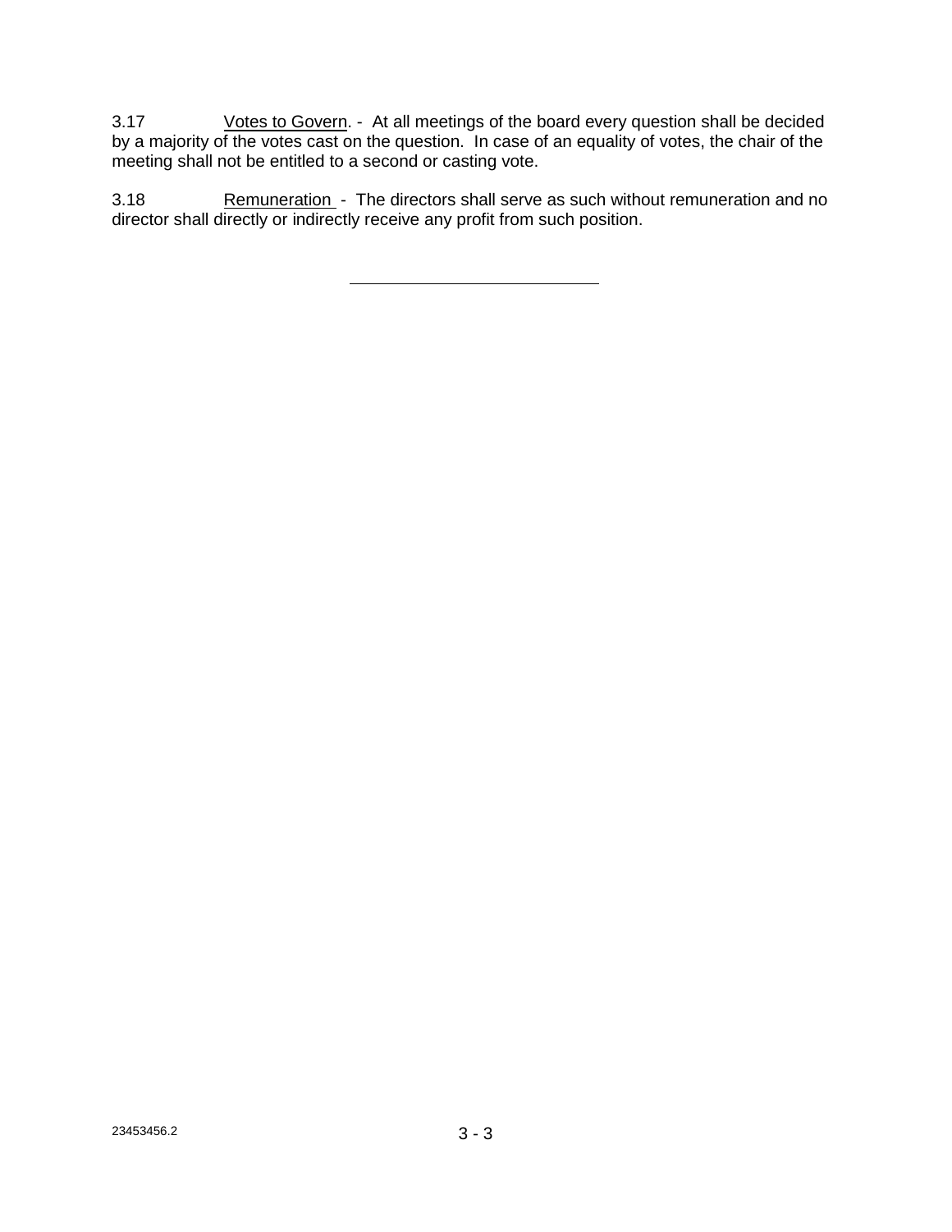3.17 Votes to Govern. - At all meetings of the board every question shall be decided by a majority of the votes cast on the question. In case of an equality of votes, the chair of the meeting shall not be entitled to a second or casting vote.

3.18 Remuneration - The directors shall serve as such without remuneration and no director shall directly or indirectly receive any profit from such position.

---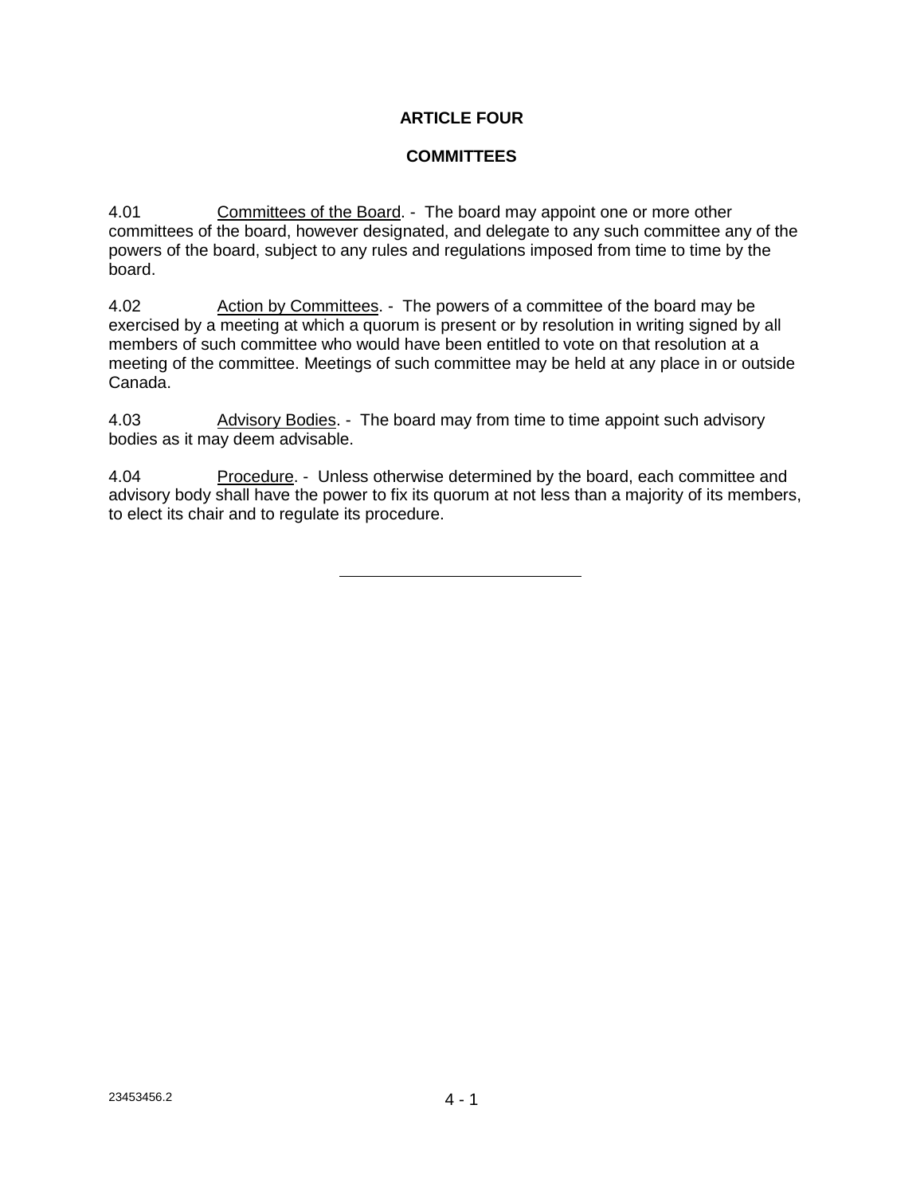# ARTICLE FOUR

## COMMITTEES

4.01 Committees of the Board. - The board may appoint one or more other committees of the board, however designated, and delegate to any such committee any of the powers of the board, subject to any rules and regulations imposed from time to time by the board.

4.02 Action by Committees. - The powers of a committee of the board may be exercised by a meeting at which a quorum is present or by resolution in writing signed by all members of such committee who would have been entitled to vote on that resolution at a meeting of the committee. Meetings of such committee may be held at any place in or outside Canada.

4.03 Advisory Bodies. - The board may from time to time appoint such advisory bodies as it may deem advisable.

4.04 Procedure. - Unless otherwise determined by the board, each committee and advisory body shall have the power to fix its quorum at not less than a majority of its members, to elect its chair and to regulate its procedure.

---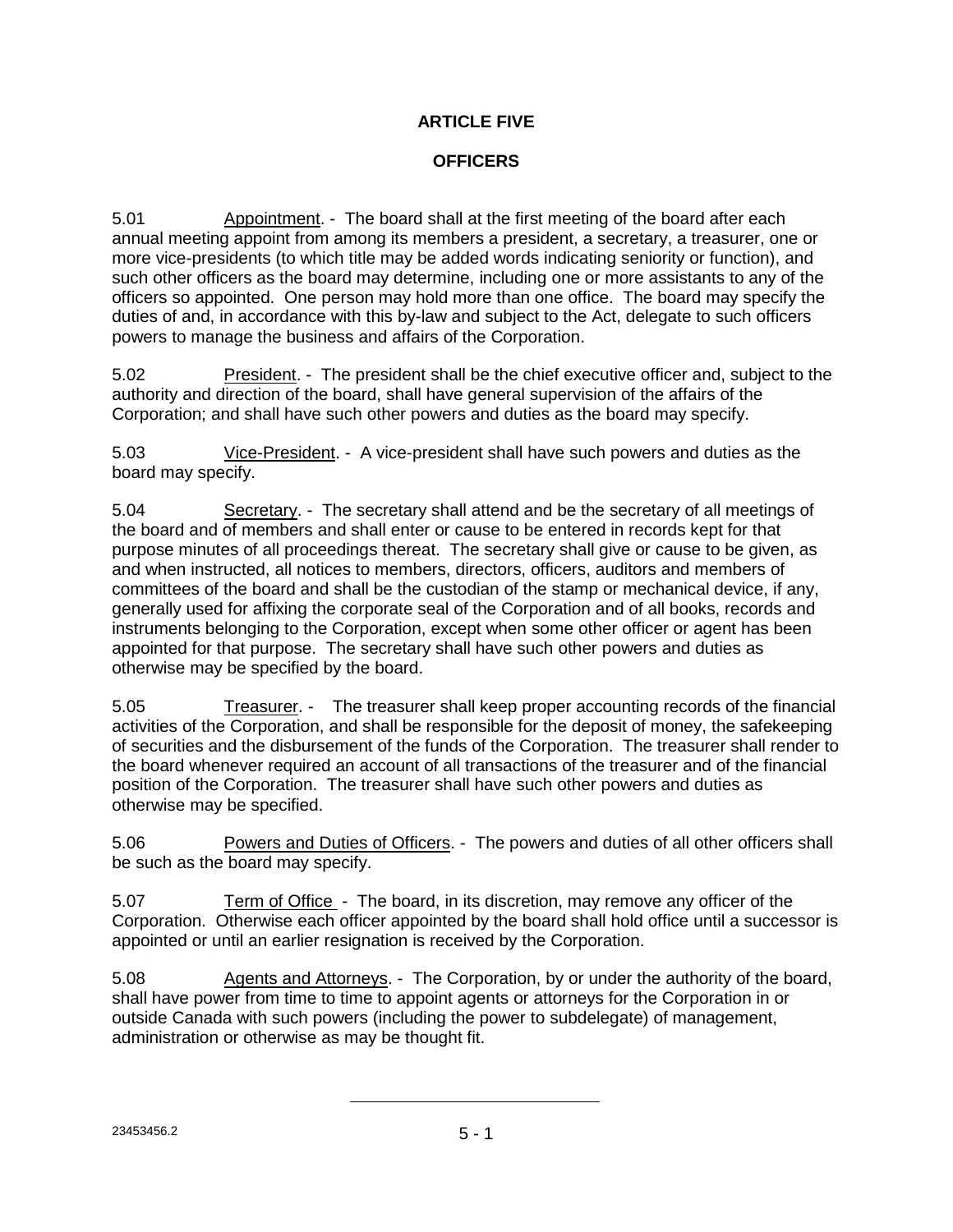# ARTICLE FIVE

## OFFICERS

5.01 Appointment. - The board shall at the first meeting of the board after each annual meeting appoint from among its members a president, a secretary, a treasurer, one or more vice-presidents (to which title may be added words indicating seniority or function), and such other officers as the board may determine, including one or more assistants to any of the officers so appointed. One person may hold more than one office. The board may specify the duties of and, in accordance with this by-law and subject to the Act, delegate to such officers powers to manage the business and affairs of the Corporation.

5.02 President. - The president shall be the chief executive officer and, subject to the authority and direction of the board, shall have general supervision of the affairs of the Corporation; and shall have such other powers and duties as the board may specify.

5.03 Vice-President. - A vice-president shall have such powers and duties as the board may specify.

5.04 Secretary. - The secretary shall attend and be the secretary of all meetings of the board and of members and shall enter or cause to be entered in records kept for that purpose minutes of all proceedings thereat. The secretary shall give or cause to be given, as and when instructed, all notices to members, directors, officers, auditors and members of committees of the board and shall be the custodian of the stamp or mechanical device, if any, generally used for affixing the corporate seal of the Corporation and of all books, records and instruments belonging to the Corporation, except when some other officer or agent has been appointed for that purpose. The secretary shall have such other powers and duties as otherwise may be specified by the board.

5.05 Treasurer. - The treasurer shall keep proper accounting records of the financial activities of the Corporation, and shall be responsible for the deposit of money, the safekeeping of securities and the disbursement of the funds of the Corporation. The treasurer shall render to the board whenever required an account of all transactions of the treasurer and of the financial position of the Corporation. The treasurer shall have such other powers and duties as otherwise may be specified.

5.06 Powers and Duties of Officers. - The powers and duties of all other officers shall be such as the board may specify.

5.07 Term of Office - The board, in its discretion, may remove any officer of the Corporation. Otherwise each officer appointed by the board shall hold office until a successor is appointed or until an earlier resignation is received by the Corporation.

5.08 Agents and Attorneys. - The Corporation, by or under the authority of the board, shall have power from time to time to appoint agents or attorneys for the Corporation in or outside Canada with such powers (including the power to subdelegate) of management, administration or otherwise as may be thought fit.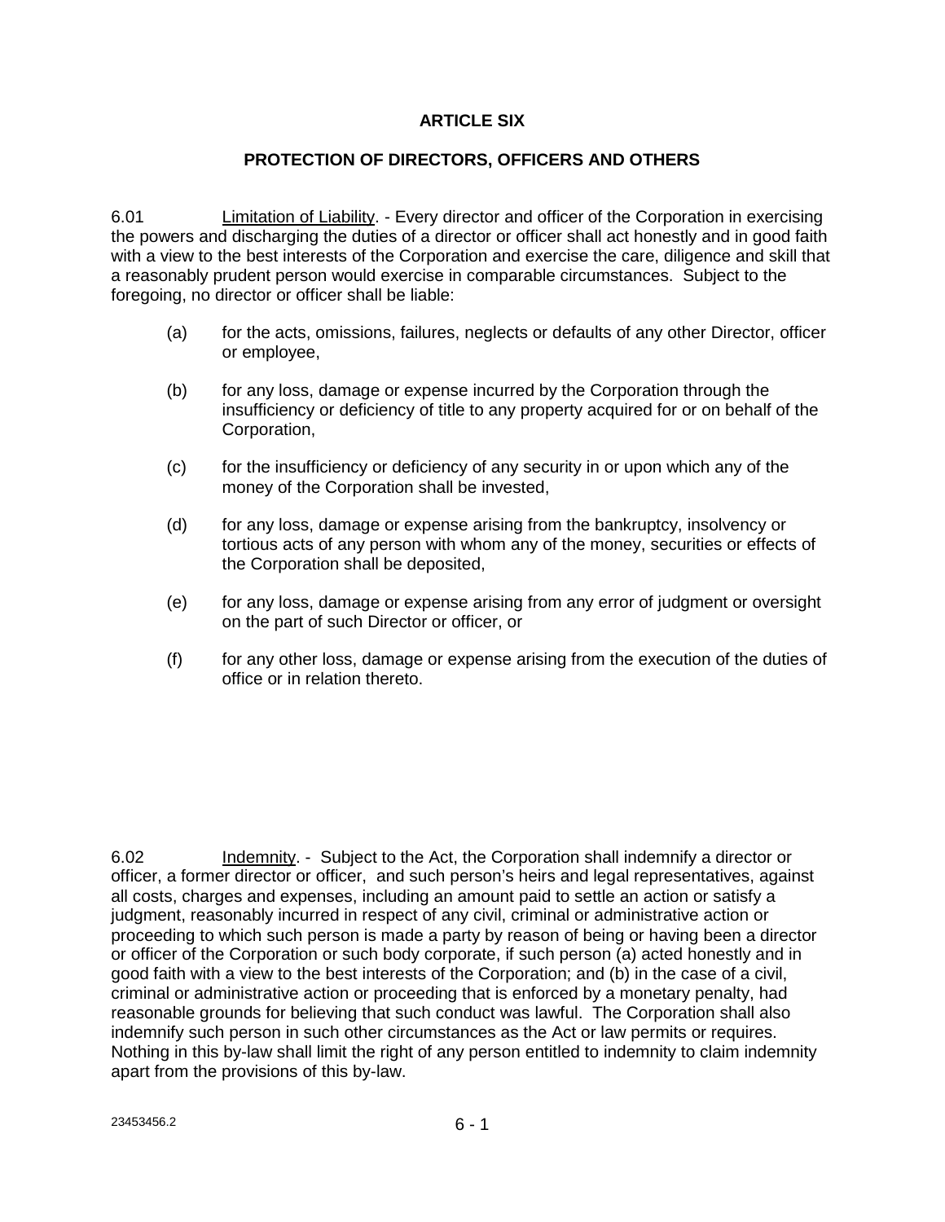# ARTICLE SIX

## PROTECTION OF DIRECTORS, OFFICERS AND OTHERS

6.01 Limitation of Liability. - Every director and officer of the Corporation in exercising the powers and discharging the duties of a director or officer shall act honestly and in good faith with a view to the best interests of the Corporation and exercise the care, diligence and skill that a reasonably prudent person would exercise in comparable circumstances. Subject to the foregoing, no director or officer shall be liable:

(a) for the acts, omissions, failures, neglects or defaults of any other Director, officer or employee,

(b) for any loss, damage or expense incurred by the Corporation through the insufficiency or deficiency of title to any property acquired for or on behalf of the Corporation,

(c) for the insufficiency or deficiency of any security in or upon which any of the money of the Corporation shall be invested,

(d) for any loss, damage or expense arising from the bankruptcy, insolvency or tortious acts of any person with whom any of the money, securities or effects of the Corporation shall be deposited,

(e) for any loss, damage or expense arising from any error of judgment or oversight on the part of such Director or officer, or

(f) for any other loss, damage or expense arising from the execution of the duties of office or in relation thereto.

6.02 Indemnity. - Subject to the Act, the Corporation shall indemnify a director or officer, a former director or officer, and such person's heirs and legal representatives, against all costs, charges and expenses, including an amount paid to settle an action or satisfy a judgment, reasonably incurred in respect of any civil, criminal or administrative action or proceeding to which such person is made a party by reason of being or having been a director or officer of the Corporation or such body corporate, if such person (a) acted honestly and in good faith with a view to the best interests of the Corporation; and (b) in the case of a civil, criminal or administrative action or proceeding that is enforced by a monetary penalty, had reasonable grounds for believing that such conduct was lawful. The Corporation shall also indemnify such person in such other circumstances as the Act or law permits or requires. Nothing in this by-law shall limit the right of any person entitled to indemnity to claim indemnity apart from the provisions of this by-law.

23453456.2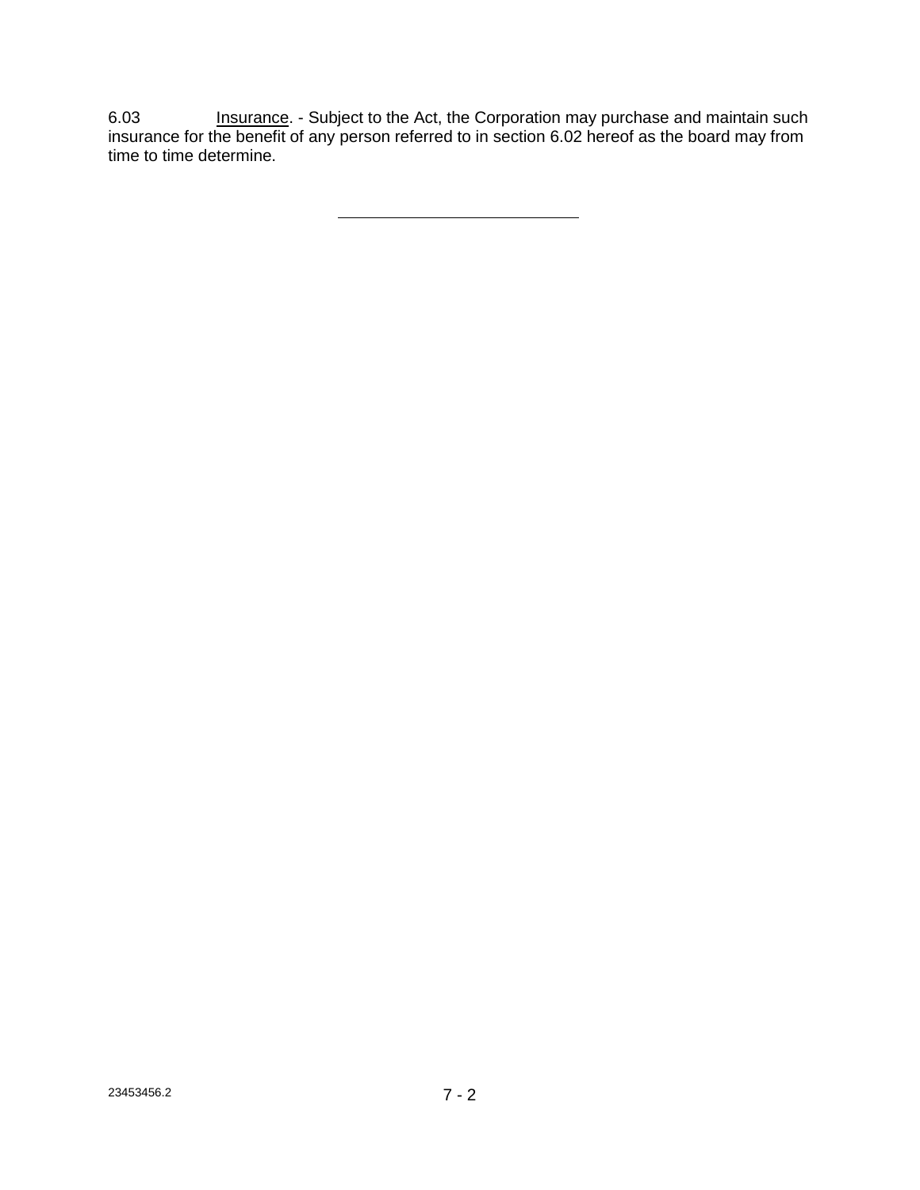6.03 Insurance. - Subject to the Act, the Corporation may purchase and maintain such insurance for the benefit of any person referred to in section 6.02 hereof as the board may from time to time determine.

---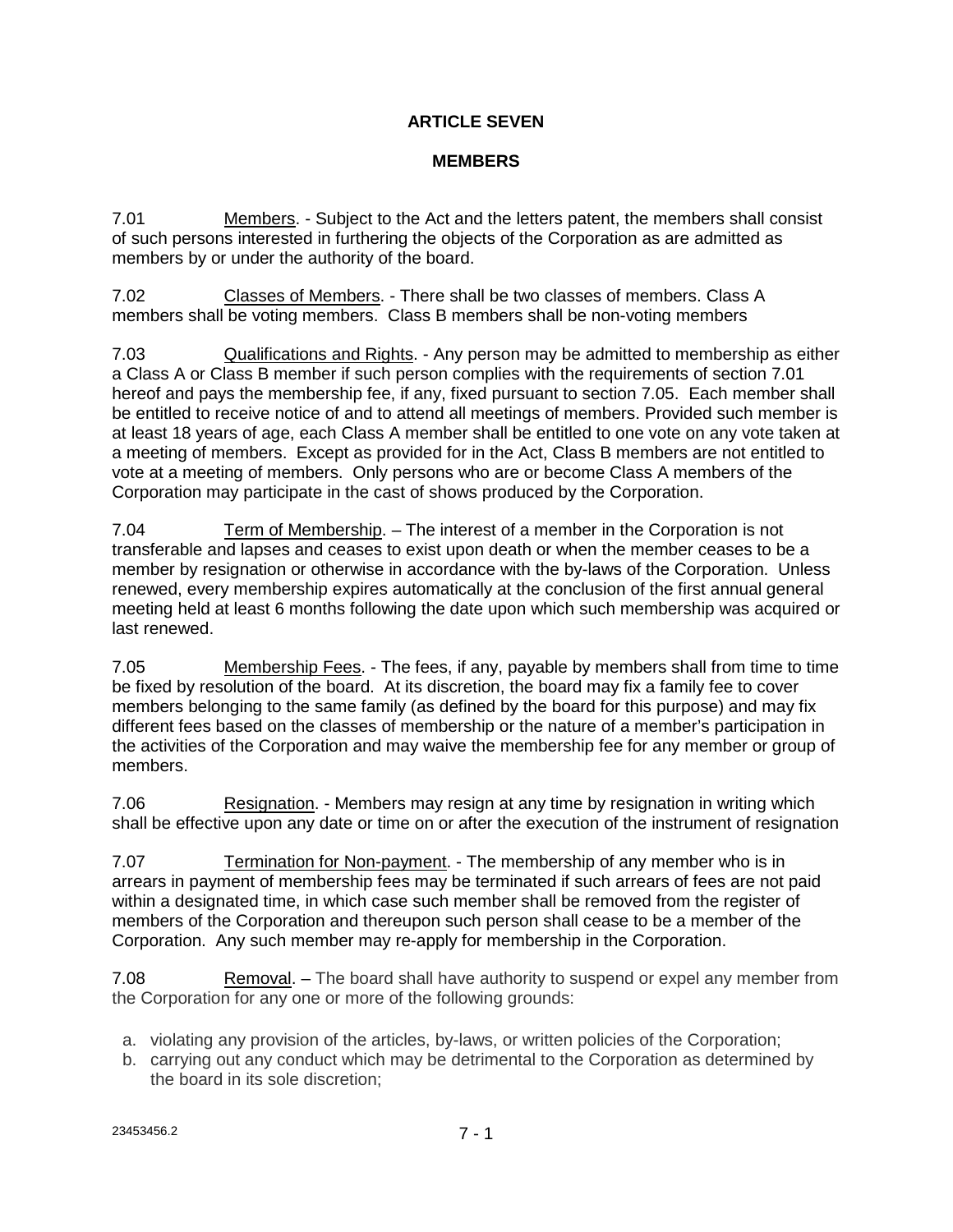## ARTICLE SEVEN

## MEMBERS

7.01 Members. - Subject to the Act and the letters patent, the members shall consist of such persons interested in furthering the objects of the Corporation as are admitted as members by or under the authority of the board.

7.02 Classes of Members. - There shall be two classes of members. Class A members shall be voting members. Class B members shall be non-voting members

7.03 Qualifications and Rights. - Any person may be admitted to membership as either a Class A or Class B member if such person complies with the requirements of section 7.01 hereof and pays the membership fee, if any, fixed pursuant to section 7.05. Each member shall be entitled to receive notice of and to attend all meetings of members. Provided such member is at least 18 years of age, each Class A member shall be entitled to one vote on any vote taken at a meeting of members. Except as provided for in the Act, Class B members are not entitled to vote at a meeting of members. Only persons who are or become Class A members of the Corporation may participate in the cast of shows produced by the Corporation.

7.04 Term of Membership. – The interest of a member in the Corporation is not transferable and lapses and ceases to exist upon death or when the member ceases to be a member by resignation or otherwise in accordance with the by-laws of the Corporation. Unless renewed, every membership expires automatically at the conclusion of the first annual general meeting held at least 6 months following the date upon which such membership was acquired or last renewed.

7.05 Membership Fees. - The fees, if any, payable by members shall from time to time be fixed by resolution of the board. At its discretion, the board may fix a family fee to cover members belonging to the same family (as defined by the board for this purpose) and may fix different fees based on the classes of membership or the nature of a member's participation in the activities of the Corporation and may waive the membership fee for any member or group of members.

7.06 Resignation. - Members may resign at any time by resignation in writing which shall be effective upon any date or time on or after the execution of the instrument of resignation

7.07 Termination for Non-payment. - The membership of any member who is in arrears in payment of membership fees may be terminated if such arrears of fees are not paid within a designated time, in which case such member shall be removed from the register of members of the Corporation and thereupon such person shall cease to be a member of the Corporation. Any such member may re-apply for membership in the Corporation.

7.08 Removal. – The board shall have authority to suspend or expel any member from the Corporation for any one or more of the following grounds:

a. violating any provision of the articles, by-laws, or written policies of the Corporation;
b. carrying out any conduct which may be detrimental to the Corporation as determined by the board in its sole discretion;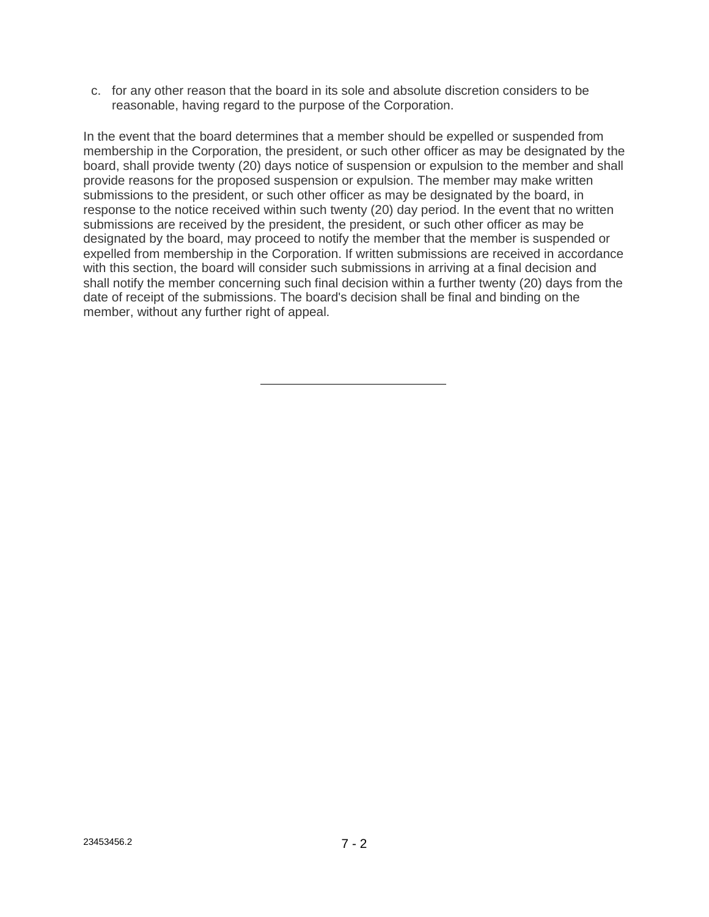c. for any other reason that the board in its sole and absolute discretion considers to be reasonable, having regard to the purpose of the Corporation.

In the event that the board determines that a member should be expelled or suspended from membership in the Corporation, the president, or such other officer as may be designated by the board, shall provide twenty (20) days notice of suspension or expulsion to the member and shall provide reasons for the proposed suspension or expulsion. The member may make written submissions to the president, or such other officer as may be designated by the board, in response to the notice received within such twenty (20) day period. In the event that no written submissions are received by the president, the president, or such other officer as may be designated by the board, may proceed to notify the member that the member is suspended or expelled from membership in the Corporation. If written submissions are received in accordance with this section, the board will consider such submissions in arriving at a final decision and shall notify the member concerning such final decision within a further twenty (20) days from the date of receipt of the submissions. The board's decision shall be final and binding on the member, without any further right of appeal.

---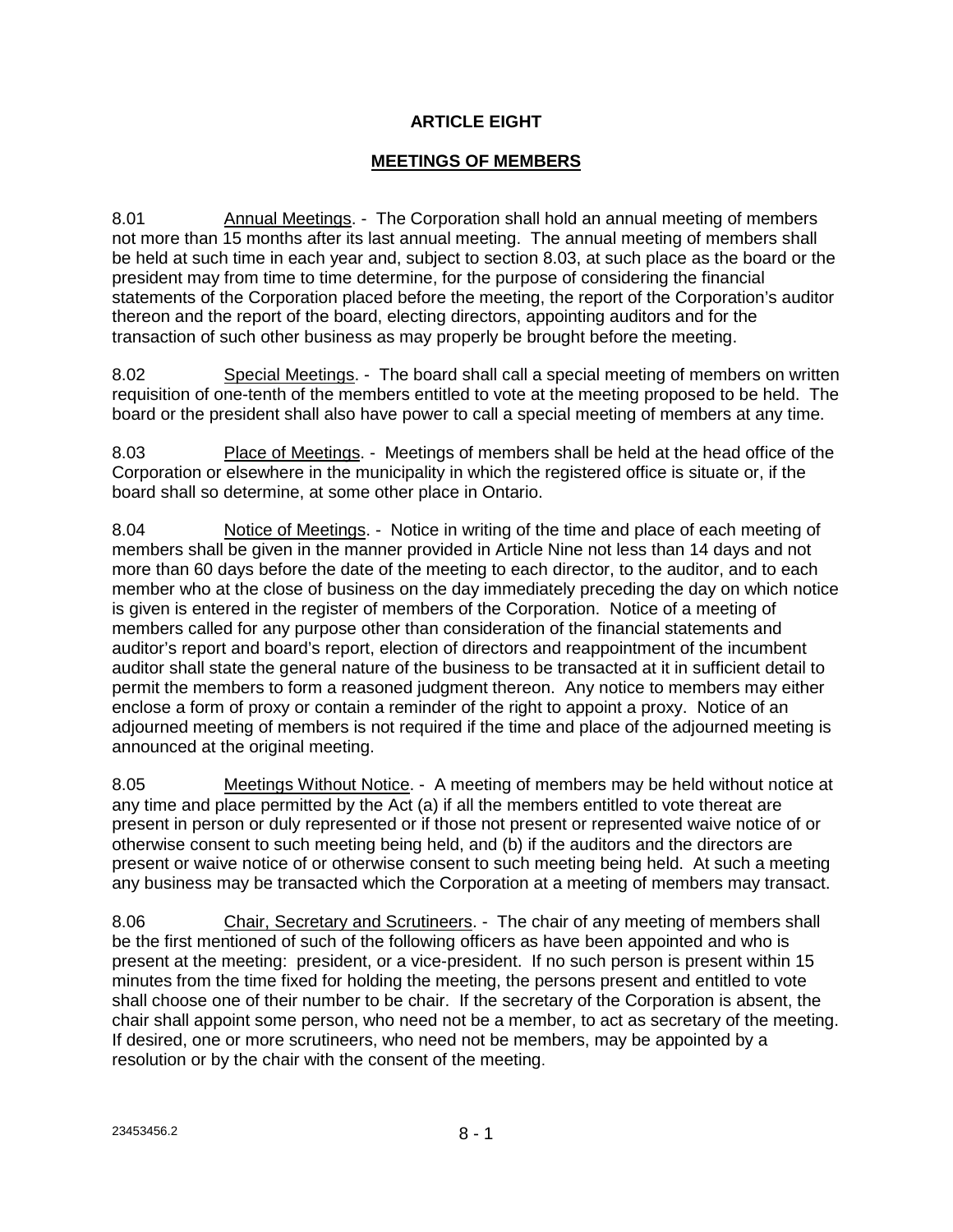# ARTICLE EIGHT

## MEETINGS OF MEMBERS

8.01 Annual Meetings. - The Corporation shall hold an annual meeting of members not more than 15 months after its last annual meeting. The annual meeting of members shall be held at such time in each year and, subject to section 8.03, at such place as the board or the president may from time to time determine, for the purpose of considering the financial statements of the Corporation placed before the meeting, the report of the Corporation's auditor thereon and the report of the board, electing directors, appointing auditors and for the transaction of such other business as may properly be brought before the meeting.

8.02 Special Meetings. - The board shall call a special meeting of members on written requisition of one-tenth of the members entitled to vote at the meeting proposed to be held. The board or the president shall also have power to call a special meeting of members at any time.

8.03 Place of Meetings. - Meetings of members shall be held at the head office of the Corporation or elsewhere in the municipality in which the registered office is situate or, if the board shall so determine, at some other place in Ontario.

8.04 Notice of Meetings. - Notice in writing of the time and place of each meeting of members shall be given in the manner provided in Article Nine not less than 14 days and not more than 60 days before the date of the meeting to each director, to the auditor, and to each member who at the close of business on the day immediately preceding the day on which notice is given is entered in the register of members of the Corporation. Notice of a meeting of members called for any purpose other than consideration of the financial statements and auditor's report and board's report, election of directors and reappointment of the incumbent auditor shall state the general nature of the business to be transacted at it in sufficient detail to permit the members to form a reasoned judgment thereon. Any notice to members may either enclose a form of proxy or contain a reminder of the right to appoint a proxy. Notice of an adjourned meeting of members is not required if the time and place of the adjourned meeting is announced at the original meeting.

8.05 Meetings Without Notice. - A meeting of members may be held without notice at any time and place permitted by the Act (a) if all the members entitled to vote thereat are present in person or duly represented or if those not present or represented waive notice of or otherwise consent to such meeting being held, and (b) if the auditors and the directors are present or waive notice of or otherwise consent to such meeting being held. At such a meeting any business may be transacted which the Corporation at a meeting of members may transact.

8.06 Chair, Secretary and Scrutineers. - The chair of any meeting of members shall be the first mentioned of such of the following officers as have been appointed and who is present at the meeting: president, or a vice-president. If no such person is present within 15 minutes from the time fixed for holding the meeting, the persons present and entitled to vote shall choose one of their number to be chair. If the secretary of the Corporation is absent, the chair shall appoint some person, who need not be a member, to act as secretary of the meeting. If desired, one or more scrutineers, who need not be members, may be appointed by a resolution or by the chair with the consent of the meeting.

23453456.2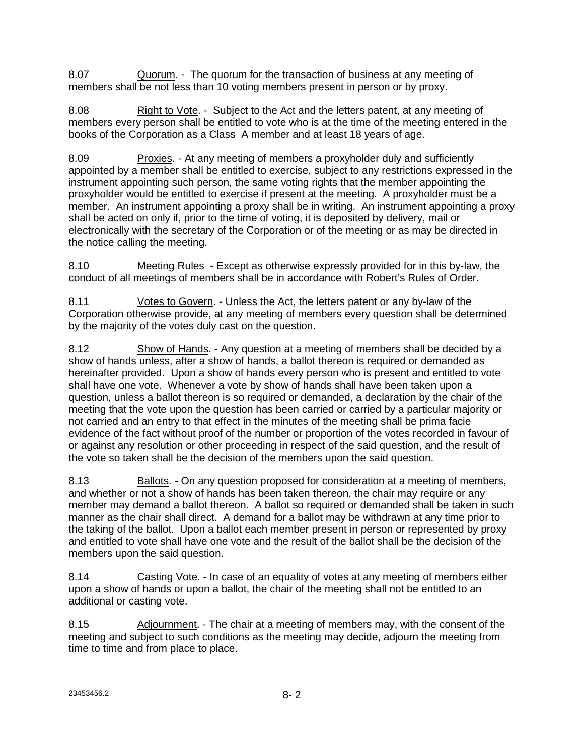8.07 Quorum. - The quorum for the transaction of business at any meeting of members shall be not less than 10 voting members present in person or by proxy.

8.08 Right to Vote. - Subject to the Act and the letters patent, at any meeting of members every person shall be entitled to vote who is at the time of the meeting entered in the books of the Corporation as a Class A member and at least 18 years of age.

8.09 Proxies. - At any meeting of members a proxyholder duly and sufficiently appointed by a member shall be entitled to exercise, subject to any restrictions expressed in the instrument appointing such person, the same voting rights that the member appointing the proxyholder would be entitled to exercise if present at the meeting. A proxyholder must be a member. An instrument appointing a proxy shall be in writing. An instrument appointing a proxy shall be acted on only if, prior to the time of voting, it is deposited by delivery, mail or electronically with the secretary of the Corporation or of the meeting or as may be directed in the notice calling the meeting.

8.10 Meeting Rules - Except as otherwise expressly provided for in this by-law, the conduct of all meetings of members shall be in accordance with Robert's Rules of Order.

8.11 Votes to Govern. - Unless the Act, the letters patent or any by-law of the Corporation otherwise provide, at any meeting of members every question shall be determined by the majority of the votes duly cast on the question.

8.12 Show of Hands. - Any question at a meeting of members shall be decided by a show of hands unless, after a show of hands, a ballot thereon is required or demanded as hereinafter provided. Upon a show of hands every person who is present and entitled to vote shall have one vote. Whenever a vote by show of hands shall have been taken upon a question, unless a ballot thereon is so required or demanded, a declaration by the chair of the meeting that the vote upon the question has been carried or carried by a particular majority or not carried and an entry to that effect in the minutes of the meeting shall be prima facie evidence of the fact without proof of the number or proportion of the votes recorded in favour of or against any resolution or other proceeding in respect of the said question, and the result of the vote so taken shall be the decision of the members upon the said question.

8.13 Ballots. - On any question proposed for consideration at a meeting of members, and whether or not a show of hands has been taken thereon, the chair may require or any member may demand a ballot thereon. A ballot so required or demanded shall be taken in such manner as the chair shall direct. A demand for a ballot may be withdrawn at any time prior to the taking of the ballot. Upon a ballot each member present in person or represented by proxy and entitled to vote shall have one vote and the result of the ballot shall be the decision of the members upon the said question.

8.14 Casting Vote. - In case of an equality of votes at any meeting of members either upon a show of hands or upon a ballot, the chair of the meeting shall not be entitled to an additional or casting vote.

8.15 Adjournment. - The chair at a meeting of members may, with the consent of the meeting and subject to such conditions as the meeting may decide, adjourn the meeting from time to time and from place to place.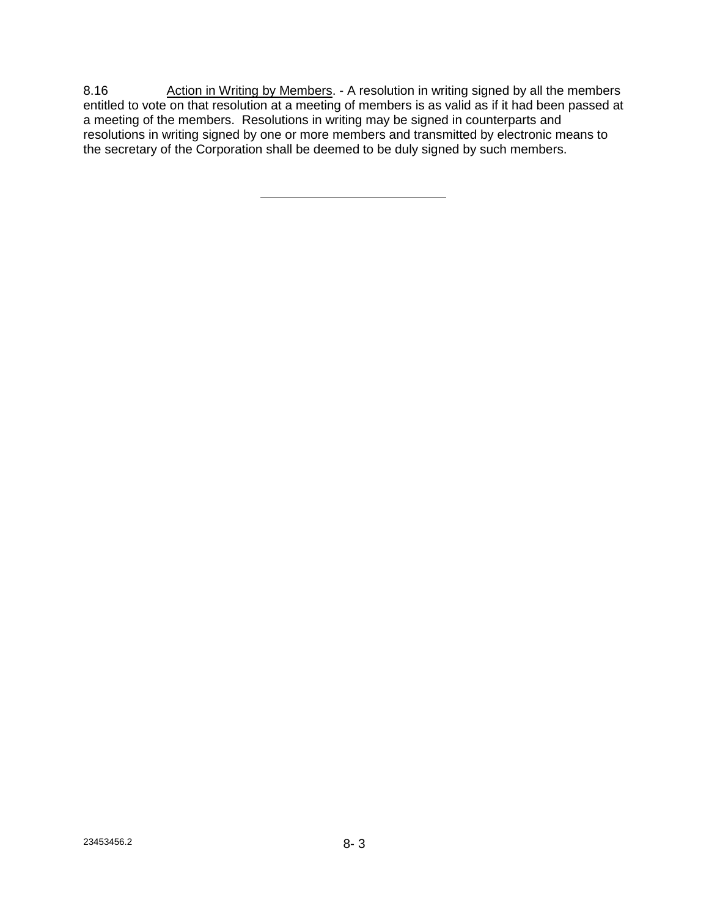8.16 Action in Writing by Members. - A resolution in writing signed by all the members entitled to vote on that resolution at a meeting of members is as valid as if it had been passed at a meeting of the members. Resolutions in writing may be signed in counterparts and resolutions in writing signed by one or more members and transmitted by electronic means to the secretary of the Corporation shall be deemed to be duly signed by such members.

---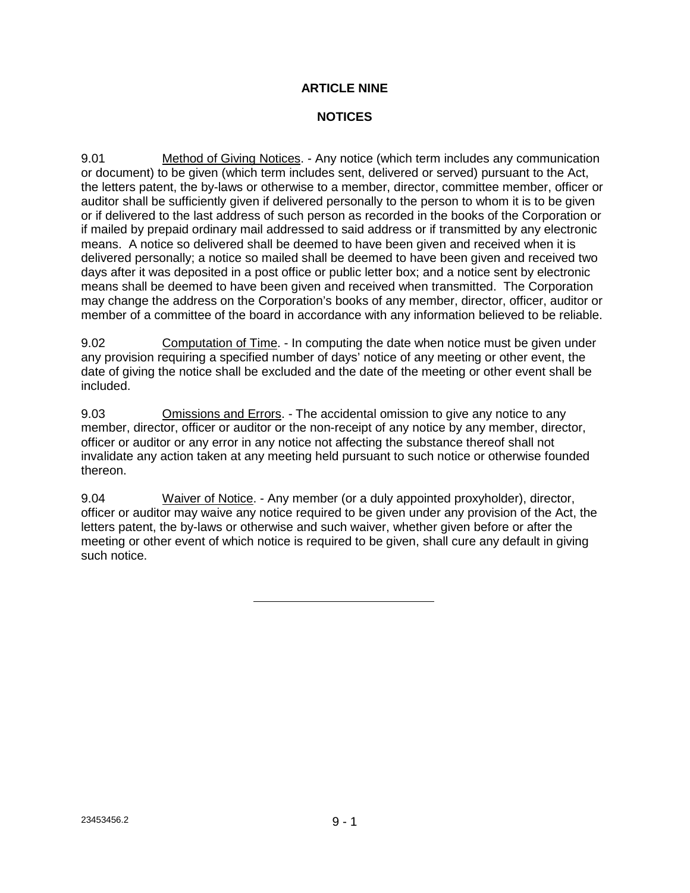# ARTICLE NINE

## NOTICES

9.01 Method of Giving Notices. - Any notice (which term includes any communication or document) to be given (which term includes sent, delivered or served) pursuant to the Act, the letters patent, the by-laws or otherwise to a member, director, committee member, officer or auditor shall be sufficiently given if delivered personally to the person to whom it is to be given or if delivered to the last address of such person as recorded in the books of the Corporation or if mailed by prepaid ordinary mail addressed to said address or if transmitted by any electronic means. A notice so delivered shall be deemed to have been given and received when it is delivered personally; a notice so mailed shall be deemed to have been given and received two days after it was deposited in a post office or public letter box; and a notice sent by electronic means shall be deemed to have been given and received when transmitted. The Corporation may change the address on the Corporation's books of any member, director, officer, auditor or member of a committee of the board in accordance with any information believed to be reliable.

9.02 Computation of Time. - In computing the date when notice must be given under any provision requiring a specified number of days' notice of any meeting or other event, the date of giving the notice shall be excluded and the date of the meeting or other event shall be included.

9.03 Omissions and Errors. - The accidental omission to give any notice to any member, director, officer or auditor or the non-receipt of any notice by any member, director, officer or auditor or any error in any notice not affecting the substance thereof shall not invalidate any action taken at any meeting held pursuant to such notice or otherwise founded thereon.

9.04 Waiver of Notice. - Any member (or a duly appointed proxyholder), director, officer or auditor may waive any notice required to be given under any provision of the Act, the letters patent, the by-laws or otherwise and such waiver, whether given before or after the meeting or other event of which notice is required to be given, shall cure any default in giving such notice.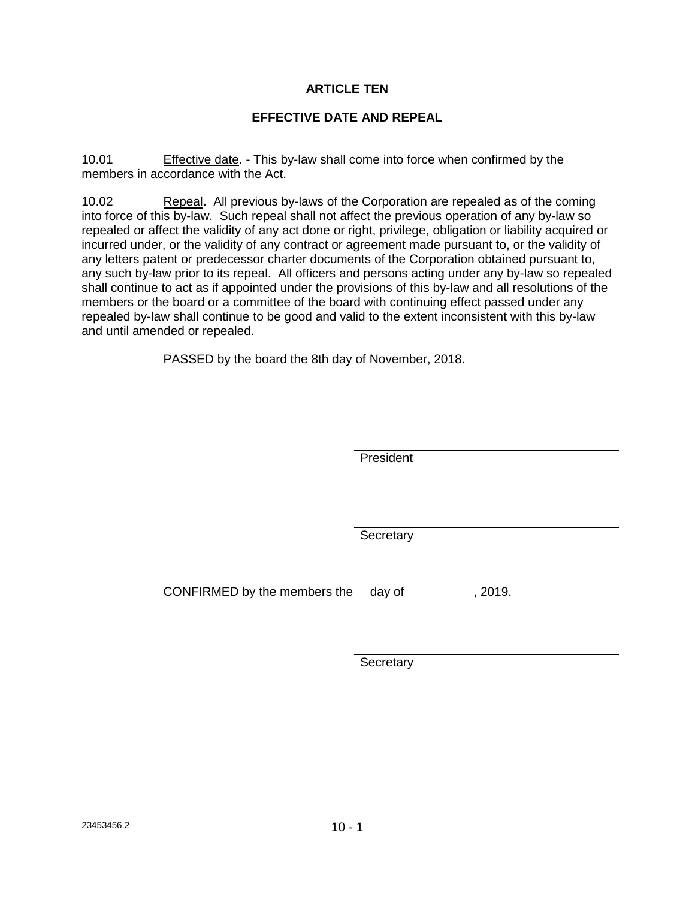## ARTICLE TEN

## EFFECTIVE DATE AND REPEAL

10.01 Effective date. - This by-law shall come into force when confirmed by the members in accordance with the Act.

10.02 Repeal. All previous by-laws of the Corporation are repealed as of the coming into force of this by-law. Such repeal shall not affect the previous operation of any by-law so repealed or affect the validity of any act done or right, privilege, obligation or liability acquired or incurred under, or the validity of any contract or agreement made pursuant to, or the validity of any letters patent or predecessor charter documents of the Corporation obtained pursuant to, any such by-law prior to its repeal. All officers and persons acting under any by-law so repealed shall continue to act as if appointed under the provisions of this by-law and all resolutions of the members or the board or a committee of the board with continuing effect passed under any repealed by-law shall continue to be good and valid to the extent inconsistent with this by-law and until amended or repealed.

PASSED by the board the 8th day of November, 2018.

President

Secretary

CONFIRMED by the members the day of , 2019.

Secretary

23453456.2